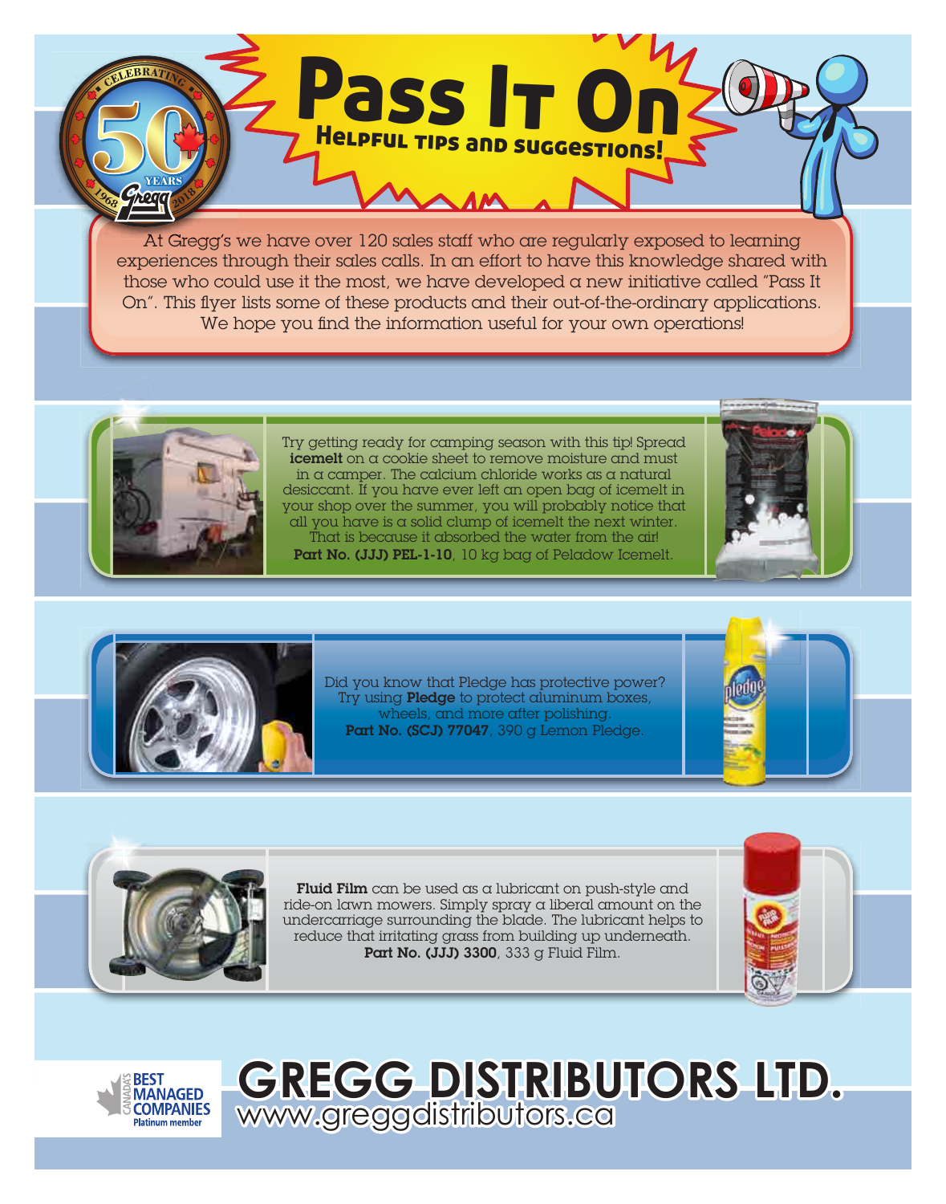# Pass It On

## Helpful tips and suggestions!

At Gregg's we have over 120 sales staff who are regularly exposed to learning experiences through their sales calls. In an effort to have this knowledge shared with those who could use it the most, we have developed a new initiative called "Pass It On". This flyer lists some of these products and their out-of-the-ordinary applications. We hope you find the information useful for your own operations!

Try getting ready for camping season with this tip! Spread **icemelt** on a cookie sheet to remove moisture and must in a camper. The calcium chloride works as a natural desiccant. If you have ever left an open bag of icemelt in your shop over the summer, you will probably notice that all you have is a solid clump of icemelt the next winter. That is because it absorbed the water from the air! **Part No. (JJJ) PEL-1-10**, 10 kg bag of Peladow Icemelt.

Did you know that Pledge has protective power? Try using **Pledge** to protect aluminum boxes, wheels, and more after polishing. **Part No. (SCJ) 77047**, 390 g Lemon Pledge.

**Fluid Film** can be used as a lubricant on push-style and ride-on lawn mowers. Simply spray a liberal amount on the undercarriage surrounding the blade. The lubricant helps to reduce that irritating grass from building up underneath. **Part No. (JJJ) 3300**, 333 g Fluid Film.

# GREGG DISTRIBUTORS LTD.

www.greggdistributors.ca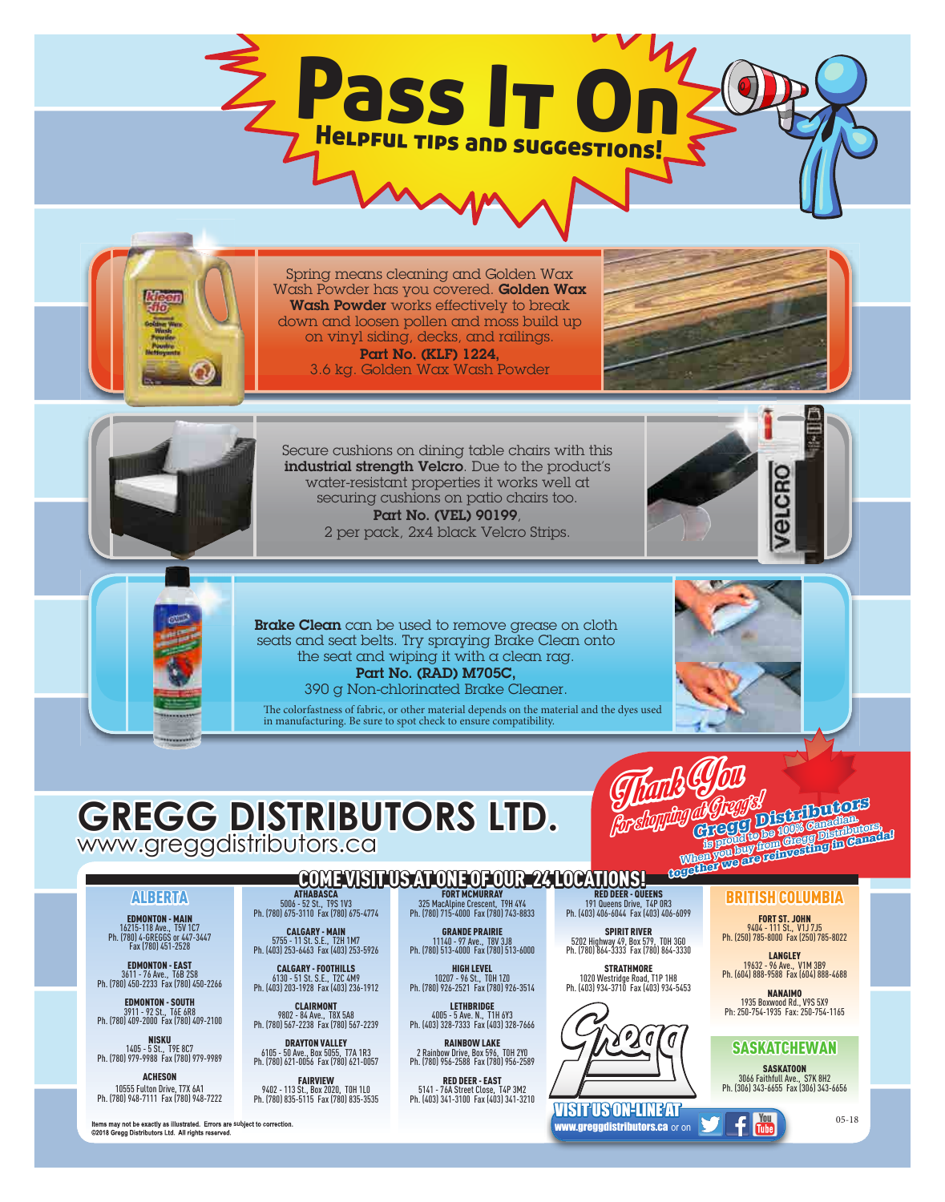# Pass It On

## Helpful Tips and Suggestions!

Spring means cleaning and Golden Wax Wash Powder has you covered. **Golden Wax Wash Powder** works effectively to break down and loosen pollen and moss build up on vinyl siding, decks, and railings.
**Part No. (KLF) 1224,**
3.6 kg. Golden Wax Wash Powder

Secure cushions on dining table chairs with this **industrial strength Velcro**. Due to the product's water-resistant properties it works well at securing cushions on patio chairs too.
**Part No. (VEL) 90199**,
2 per pack, 2x4 black Velcro Strips.

**Brake Clean** can be used to remove grease on cloth seats and seat belts. Try spraying Brake Clean onto the seat and wiping it with a clean rag.
**Part No. (RAD) M705C,**
390 g Non-chlorinated Brake Cleaner.

The colorfastness of fabric, or other material depends on the material and the dyes used in manufacturing. Be sure to spot check to ensure compatibility.

# GREGG DISTRIBUTORS LTD.

www.greggdistributors.ca

*Thank You for shopping at Gregg's!*

**Gregg Distributors** is proud to be 100% Canadian. When you buy from Gregg Distributors, together we are reinvesting in Canada!

## COME VISIT US AT ONE OF OUR 24 LOCATIONS!

### ALBERTA

**EDMONTON - MAIN**
16215-118 Ave., T5V 1C7
Ph. (780) 4-GREGGS or 447-3447
Fax (780) 451-2528

**EDMONTON - EAST**
3611 - 76 Ave., T6B 2S8
Ph. (780) 450-2233 Fax (780) 450-2266

**EDMONTON - SOUTH**
3911 - 92 St., T6E 6R8
Ph. (780) 409-2000 Fax (780) 409-2100

**NISKU**
1405 - 5 St., T9E 8C7
Ph. (780) 979-9988 Fax (780) 979-9989

**ACHESON**
10555 Fulton Drive, T7X 6A1
Ph. (780) 948-7111 Fax (780) 948-7222

**ATHABASCA**
5006 - 52 St., T9S 1V3
Ph. (780) 675-3110 Fax (780) 675-4774

**CALGARY - MAIN**
5755 - 11 St. S.E., T2H 1M7
Ph. (403) 253-6463 Fax (403) 253-5926

**CALGARY - FOOTHILLS**
6130 - 51 St. S.E., T2C 4M9
Ph. (403) 203-1928 Fax (403) 236-1912

**CLAIRMONT**
9802 - 84 Ave., T8X 5A8
Ph. (780) 567-2238 Fax (780) 567-2239

**DRAYTON VALLEY**
6105 - 50 Ave., Box 5055, T7A 1R3
Ph. (780) 621-0056 Fax (780) 621-0057

**FAIRVIEW**
9402 - 113 St., Box 2020, T0H 1L0
Ph. (780) 835-5115 Fax (780) 835-3535

**FORT MCMURRAY**
325 MacAlpine Crescent, T9H 4Y4
Ph. (780) 715-4000 Fax (780) 743-8833

**GRANDE PRAIRIE**
11140 - 97 Ave., T8V 3J8
Ph. (780) 513-4000 Fax (780) 513-6000

**HIGH LEVEL**
10207 - 96 St., T0H 1Z0
Ph. (780) 926-2521 Fax (780) 926-3514

**LETHBRIDGE**
4005 - 5 Ave. N., T1H 6Y3
Ph. (403) 328-7333 Fax (403) 328-7666

**RAINBOW LAKE**
2 Rainbow Drive, Box 596, T0H 2Y0
Ph. (780) 956-2588 Fax (780) 956-2589

**RED DEER - EAST**
5141 - 76A Street Close, T4P 3M2
Ph. (403) 341-3100 Fax (403) 341-3210

**RED DEER - QUEENS**
191 Queens Drive, T4P 0R3
Ph. (403) 406-6044 Fax (403) 406-6099

**SPIRIT RIVER**
5202 Highway 49, Box 579, T0H 3G0
Ph. (780) 864-3333 Fax (780) 864-3330

**STRATHMORE**
1020 Westridge Road, T1P 1H8
Ph. (403) 934-3710 Fax (403) 934-5453

### BRITISH COLUMBIA

**FORT ST. JOHN**
9404 - 111 St., V1J 7J5
Ph. (250) 785-8000 Fax (250) 785-8022

**LANGLEY**
19632 - 96 Ave., V1M 3B9
Ph. (604) 888-9588 Fax (604) 888-4688

**NANAIMO**
1935 Boxwood Rd., V9S 5X9
Ph: 250-754-1935 Fax: 250-754-1165

### SASKATCHEWAN

**SASKATOON**
3066 Faithfull Ave., S7K 8H2
Ph. (306) 343-6655 Fax (306) 343-6656

**VISIT US ON-LINE AT** www.greggdistributors.ca or on

Items may not be exactly as illustrated. Errors are subject to correction.
©2018 Gregg Distributors Ltd. All rights reserved.

05-18